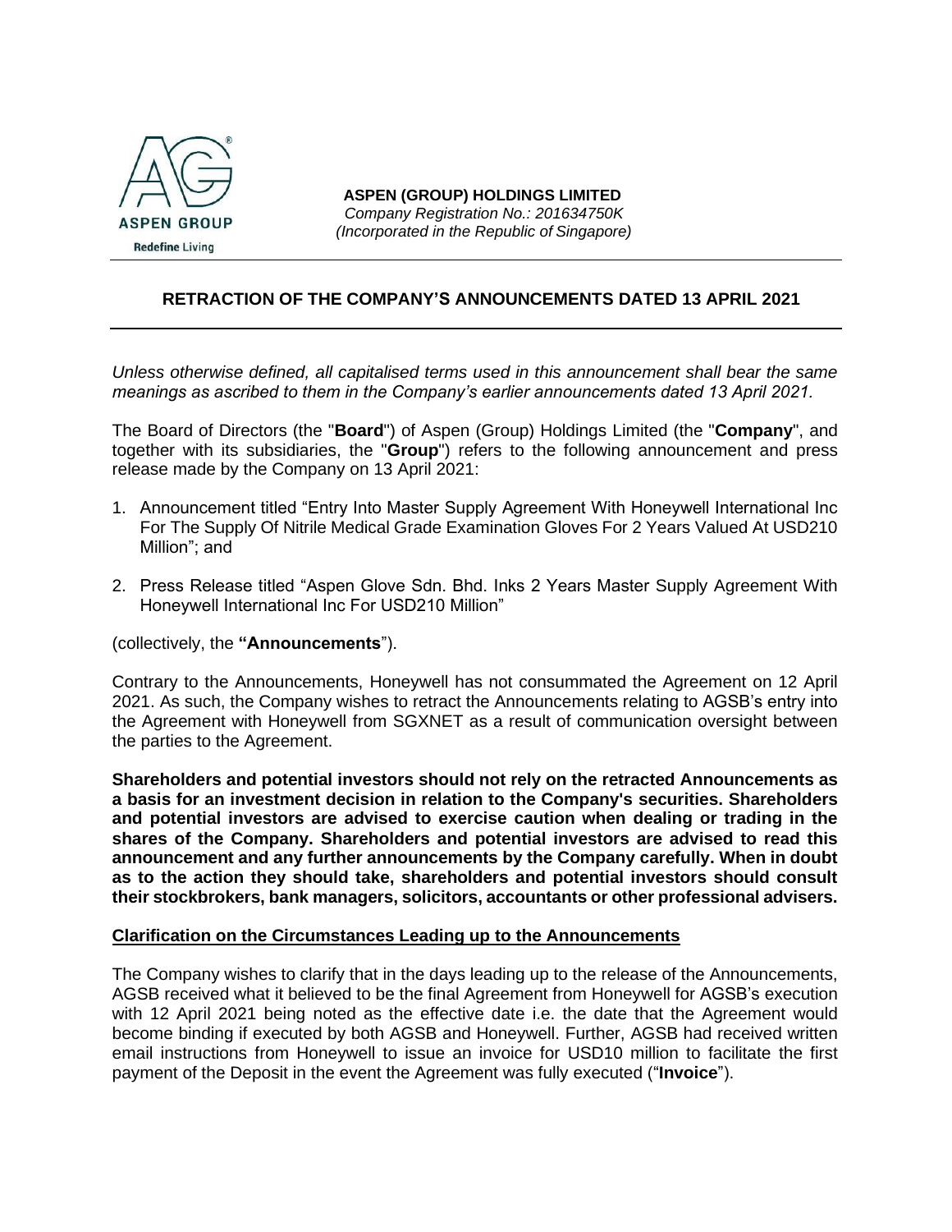**ASPEN (GROUP) HOLDINGS LIMITED**
*Company Registration No.: 201634750K*
*(Incorporated in the Republic of Singapore)*

# RETRACTION OF THE COMPANY'S ANNOUNCEMENTS DATED 13 APRIL 2021

*Unless otherwise defined, all capitalised terms used in this announcement shall bear the same meanings as ascribed to them in the Company's earlier announcements dated 13 April 2021.*

The Board of Directors (the "**Board**") of Aspen (Group) Holdings Limited (the "**Company**", and together with its subsidiaries, the "**Group**") refers to the following announcement and press release made by the Company on 13 April 2021:

1. Announcement titled "Entry Into Master Supply Agreement With Honeywell International Inc For The Supply Of Nitrile Medical Grade Examination Gloves For 2 Years Valued At USD210 Million"; and
2. Press Release titled "Aspen Glove Sdn. Bhd. Inks 2 Years Master Supply Agreement With Honeywell International Inc For USD210 Million"

(collectively, the **"Announcements**").

Contrary to the Announcements, Honeywell has not consummated the Agreement on 12 April 2021. As such, the Company wishes to retract the Announcements relating to AGSB's entry into the Agreement with Honeywell from SGXNET as a result of communication oversight between the parties to the Agreement.

**Shareholders and potential investors should not rely on the retracted Announcements as a basis for an investment decision in relation to the Company's securities. Shareholders and potential investors are advised to exercise caution when dealing or trading in the shares of the Company. Shareholders and potential investors are advised to read this announcement and any further announcements by the Company carefully. When in doubt as to the action they should take, shareholders and potential investors should consult their stockbrokers, bank managers, solicitors, accountants or other professional advisers.**

## Clarification on the Circumstances Leading up to the Announcements

The Company wishes to clarify that in the days leading up to the release of the Announcements, AGSB received what it believed to be the final Agreement from Honeywell for AGSB's execution with 12 April 2021 being noted as the effective date i.e. the date that the Agreement would become binding if executed by both AGSB and Honeywell. Further, AGSB had received written email instructions from Honeywell to issue an invoice for USD10 million to facilitate the first payment of the Deposit in the event the Agreement was fully executed ("**Invoice**").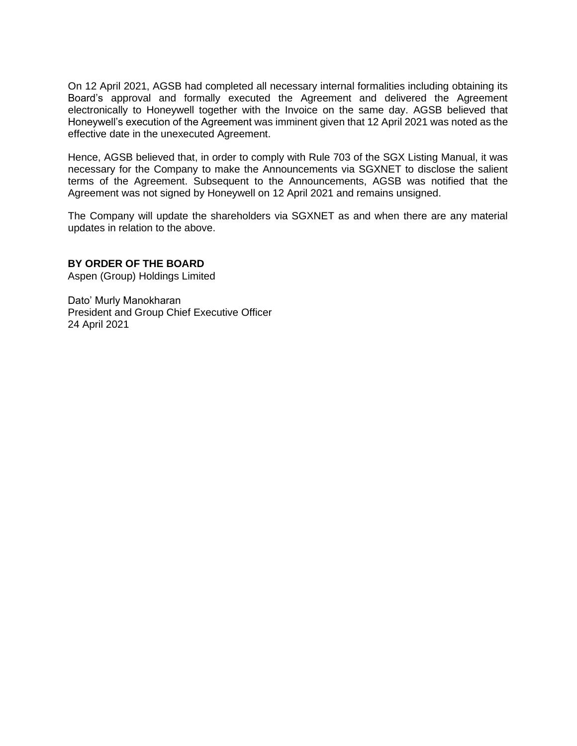On 12 April 2021, AGSB had completed all necessary internal formalities including obtaining its Board's approval and formally executed the Agreement and delivered the Agreement electronically to Honeywell together with the Invoice on the same day. AGSB believed that Honeywell's execution of the Agreement was imminent given that 12 April 2021 was noted as the effective date in the unexecuted Agreement.

Hence, AGSB believed that, in order to comply with Rule 703 of the SGX Listing Manual, it was necessary for the Company to make the Announcements via SGXNET to disclose the salient terms of the Agreement. Subsequent to the Announcements, AGSB was notified that the Agreement was not signed by Honeywell on 12 April 2021 and remains unsigned.

The Company will update the shareholders via SGXNET as and when there are any material updates in relation to the above.

**BY ORDER OF THE BOARD**
Aspen (Group) Holdings Limited

Dato' Murly Manokharan
President and Group Chief Executive Officer
24 April 2021